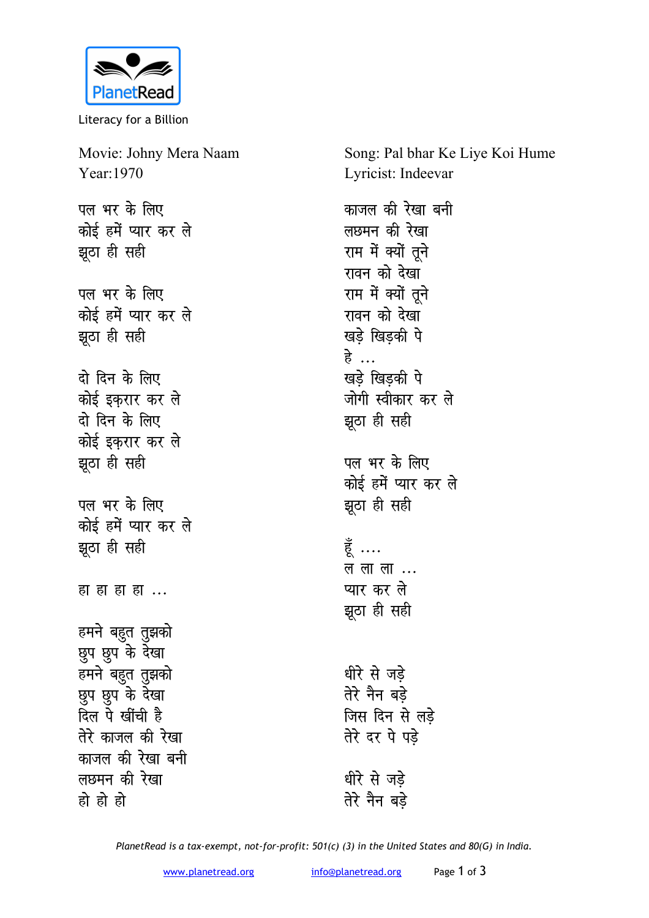PlanetRead

Literacy for a Billion

Movie: Johny Mera Naam
Year:1970

Song: Pal bhar Ke Liye Koi Hume
Lyricist: Indeevar

पल भर के लिए
कोई हमें प्यार कर ले
झूठा ही सही

पल भर के लिए
कोई हमें प्यार कर ले
झूठा ही सही

दो दिन के लिए
कोई इक़रार कर ले
दो दिन के लिए
कोई इक़रार कर ले
झूठा ही सही

पल भर के लिए
कोई हमें प्यार कर ले
झूठा ही सही

हा हा हा हा ...

हमने बहुत तुझको
छुप छुप के देखा
हमने बहुत तुझको
छुप छुप के देखा
दिल पे खींची है
तेरे काजल की रेखा
काजल की रेखा बनी
लछमन की रेखा
हो हो हो

काजल की रेखा बनी
लछमन की रेखा
राम में क्यों तूने
रावन को देखा
राम में क्यों तूने
रावन को देखा
खड़े खिड़की पे
हे ...
खड़े खिड़की पे
जोगी स्वीकार कर ले
झूठा ही सही

पल भर के लिए
कोई हमें प्यार कर ले
झूठा ही सही

हूँ ....
ल ला ला ...
प्यार कर ले
झूठा ही सही

धीरे से जड़े
तेरे नैन बड़े
जिस दिन से लड़े
तेरे दर पे पड़े

धीरे से जड़े
तेरे नैन बड़े

*PlanetRead is a tax-exempt, not-for-profit: 501(c) (3) in the United States and 80(G) in India.*

www.planetread.org info@planetread.org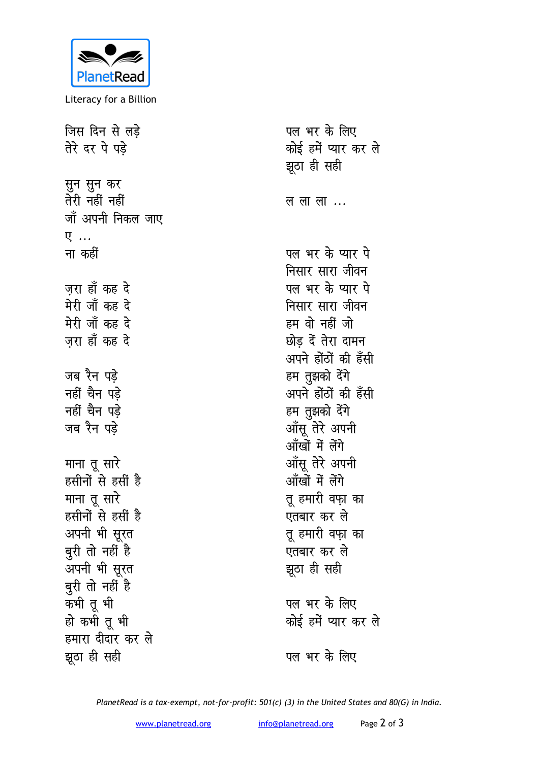जिस दिन से लड़े
तेरे दर पे पड़े

सुन सुन कर
तेरी नहीं नहीं
जाँ अपनी निकल जाए
ए ...
ना कहीं

ज़रा हाँ कह दे
मेरी जाँ कह दे
मेरी जाँ कह दे
ज़रा हाँ कह दे

जब रैन पड़े
नहीं चैन पड़े
नहीं चैन पड़े
जब रैन पड़े

माना तू सारे
हसीनों से हसीं है
माना तू सारे
हसीनों से हसीं है
अपनी भी सूरत
बुरी तो नहीं है
अपनी भी सूरत
बुरी तो नहीं है
कभी तू भी
हो कभी तू भी
हमारा दीदार कर ले
झूठा ही सही

पल भर के लिए
कोई हमें प्यार कर ले
झूठा ही सही

ल ला ला ...

पल भर के प्यार पे
निसार सारा जीवन
पल भर के प्यार पे
निसार सारा जीवन
हम वो नहीं जो
छोड़ दें तेरा दामन
अपने होंठों की हँसी
हम तुझको देंगे
अपने होंठों की हँसी
हम तुझको देंगे
आँसू तेरे अपनी
आँखों में लेंगे
आँसू तेरे अपनी
आँखों में लेंगे
तू हमारी वफ़ा का
एतबार कर ले
तू हमारी वफ़ा का
एतबार कर ले
झूठा ही सही

पल भर के लिए
कोई हमें प्यार कर ले

पल भर के लिए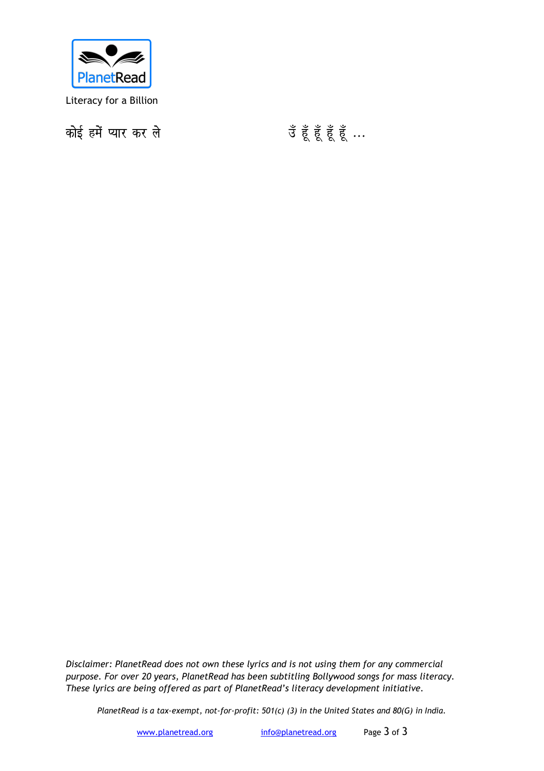कोई हमें प्यार कर ले

उँ हूँ हूँ हूँ हूँ ...

*Disclaimer: PlanetRead does not own these lyrics and is not using them for any commercial purpose. For over 20 years, PlanetRead has been subtitling Bollywood songs for mass literacy. These lyrics are being offered as part of PlanetRead's literacy development initiative.*

*PlanetRead is a tax-exempt, not-for-profit: 501(c) (3) in the United States and 80(G) in India.*

www.planetread.org info@planetread.org